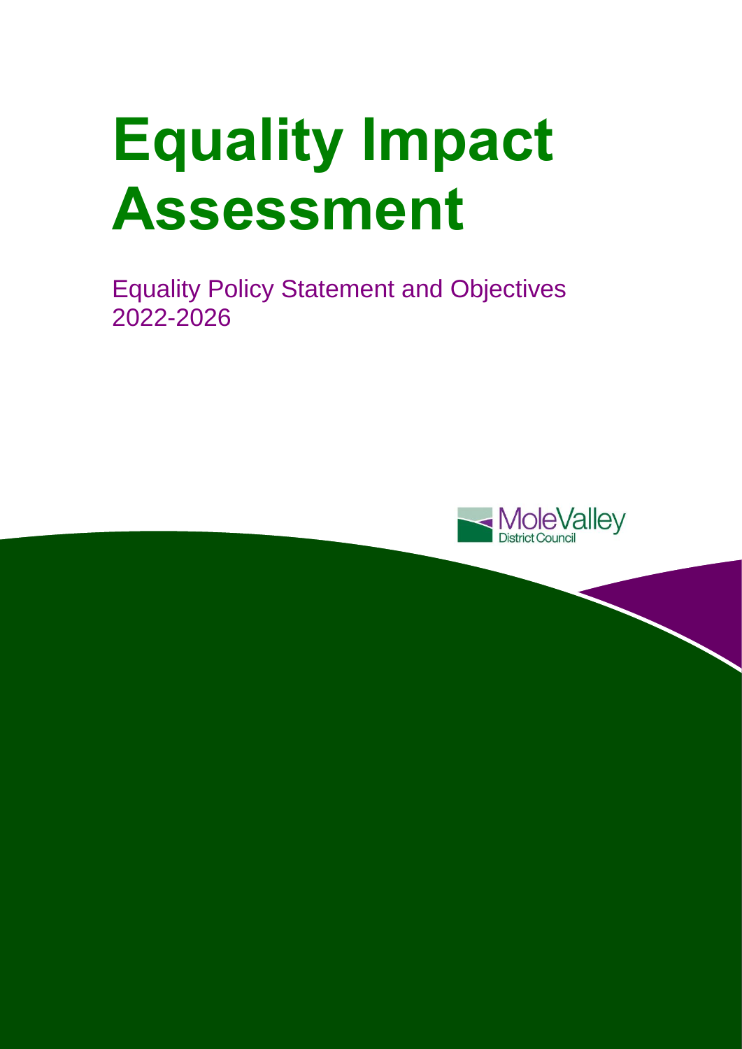# Equality Impact Assessment

Equality Policy Statement and Objectives 2022-2026

Mole Valley District Council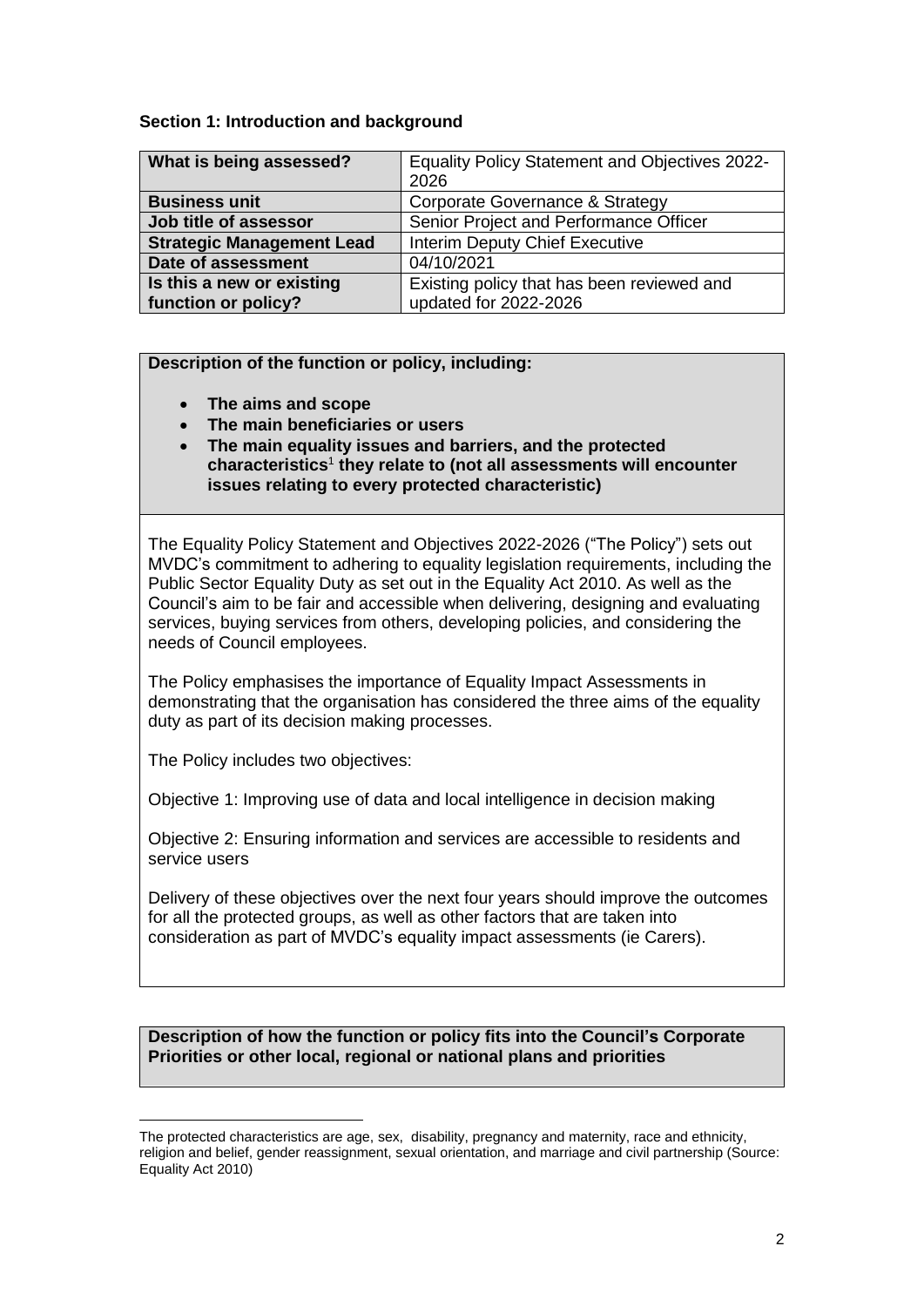## Section 1: Introduction and background

| What is being assessed? | Equality Policy Statement and Objectives 2022-2026 |
|---|---|
| **Business unit** | Corporate Governance & Strategy |
| **Job title of assessor** | Senior Project and Performance Officer |
| **Strategic Management Lead** | Interim Deputy Chief Executive |
| **Date of assessment** | 04/10/2021 |
| **Is this a new or existing function or policy?** | Existing policy that has been reviewed and updated for 2022-2026 |

**Description of the function or policy, including:**

- **The aims and scope**
- **The main beneficiaries or users**
- **The main equality issues and barriers, and the protected characteristics[1] they relate to (not all assessments will encounter issues relating to every protected characteristic)**

The Equality Policy Statement and Objectives 2022-2026 ("The Policy") sets out MVDC's commitment to adhering to equality legislation requirements, including the Public Sector Equality Duty as set out in the Equality Act 2010. As well as the Council's aim to be fair and accessible when delivering, designing and evaluating services, buying services from others, developing policies, and considering the needs of Council employees.

The Policy emphasises the importance of Equality Impact Assessments in demonstrating that the organisation has considered the three aims of the equality duty as part of its decision making processes.

The Policy includes two objectives:

Objective 1: Improving use of data and local intelligence in decision making

Objective 2: Ensuring information and services are accessible to residents and service users

Delivery of these objectives over the next four years should improve the outcomes for all the protected groups, as well as other factors that are taken into consideration as part of MVDC's equality impact assessments (ie Carers).

**Description of how the function or policy fits into the Council's Corporate Priorities or other local, regional or national plans and priorities**

---

[1] The protected characteristics are age, sex, disability, pregnancy and maternity, race and ethnicity, religion and belief, gender reassignment, sexual orientation, and marriage and civil partnership (Source: Equality Act 2010)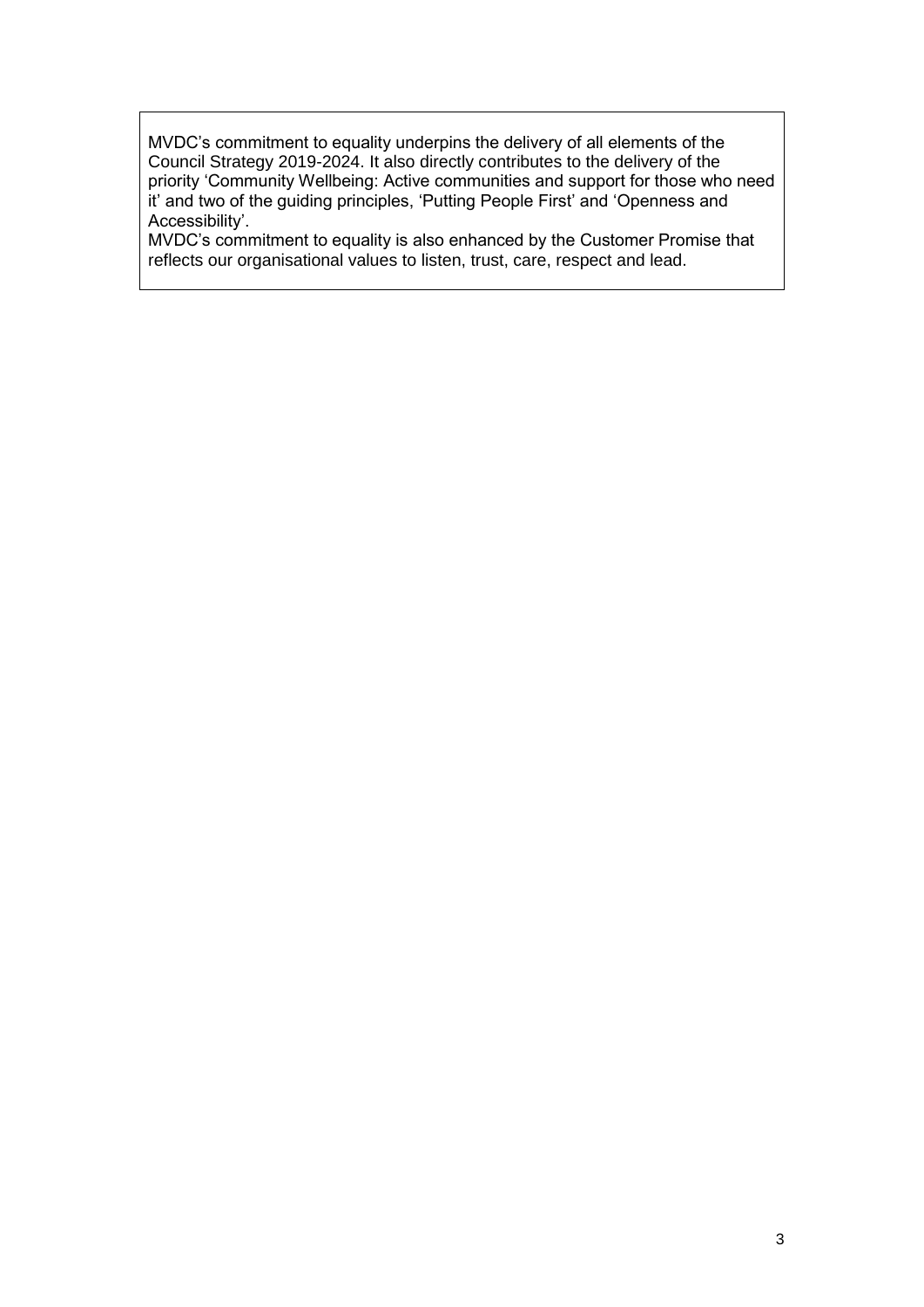MVDC's commitment to equality underpins the delivery of all elements of the Council Strategy 2019-2024. It also directly contributes to the delivery of the priority 'Community Wellbeing: Active communities and support for those who need it' and two of the guiding principles, 'Putting People First' and 'Openness and Accessibility'.

MVDC's commitment to equality is also enhanced by the Customer Promise that reflects our organisational values to listen, trust, care, respect and lead.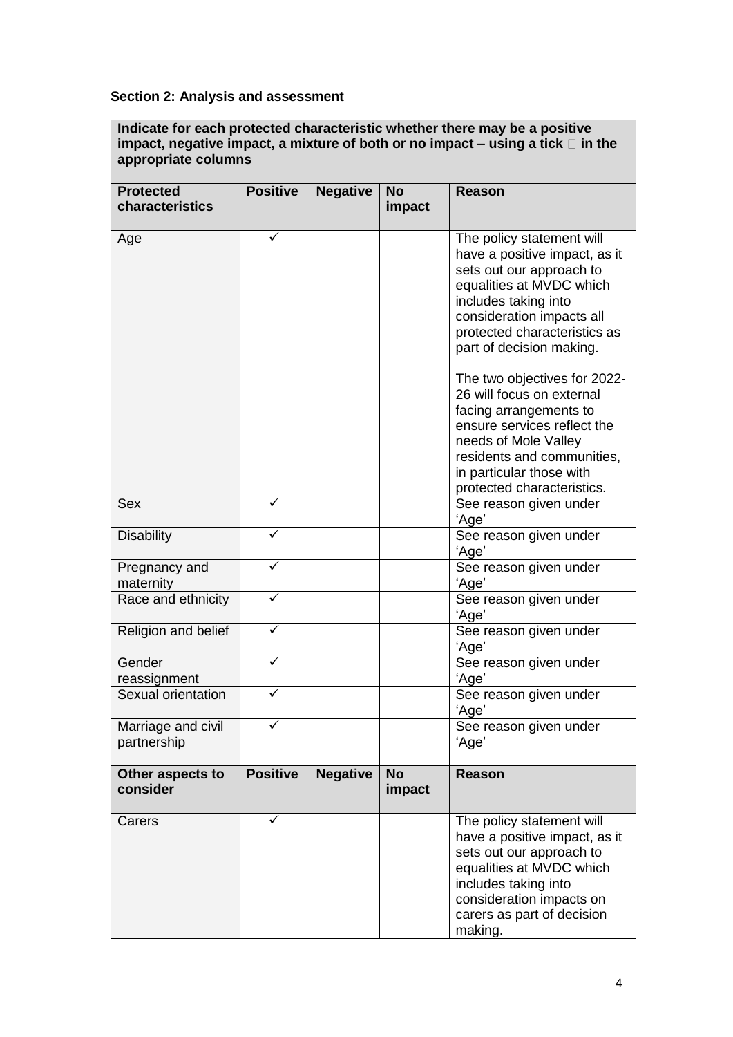**Section 2: Analysis and assessment**

| **Indicate for each protected characteristic whether there may be a positive impact, negative impact, a mixture of both or no impact – using a tick  in the appropriate columns** | | | | |
|---|---|---|---|---|
| **Protected characteristics** | **Positive** | **Negative** | **No impact** | **Reason** |
| Age | ✓ | | | The policy statement will have a positive impact, as it sets out our approach to equalities at MVDC which includes taking into consideration impacts all protected characteristics as part of decision making.<br><br>The two objectives for 2022-26 will focus on external facing arrangements to ensure services reflect the needs of Mole Valley residents and communities, in particular those with protected characteristics. |
| Sex | ✓ | | | See reason given under 'Age' |
| Disability | ✓ | | | See reason given under 'Age' |
| Pregnancy and maternity | ✓ | | | See reason given under 'Age' |
| Race and ethnicity | ✓ | | | See reason given under 'Age' |
| Religion and belief | ✓ | | | See reason given under 'Age' |
| Gender reassignment | ✓ | | | See reason given under 'Age' |
| Sexual orientation | ✓ | | | See reason given under 'Age' |
| Marriage and civil partnership | ✓ | | | See reason given under 'Age' |
| **Other aspects to consider** | **Positive** | **Negative** | **No impact** | **Reason** |
| Carers | ✓ | | | The policy statement will have a positive impact, as it sets out our approach to equalities at MVDC which includes taking into consideration impacts on carers as part of decision making. |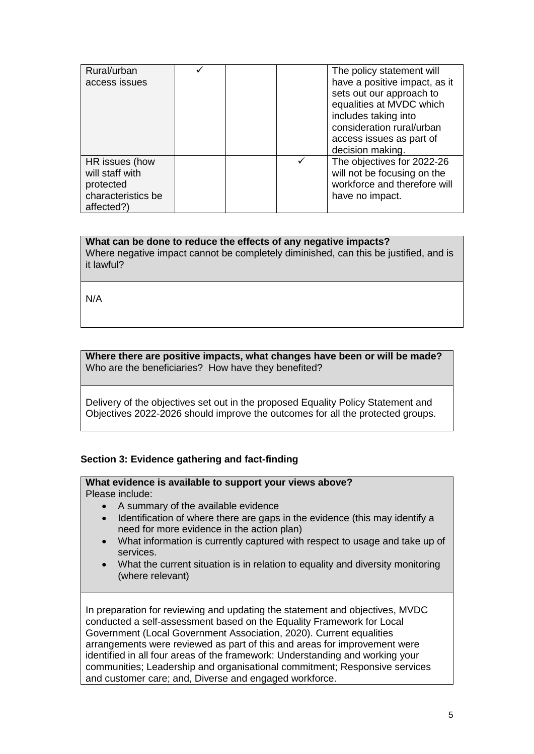| | | | | |
|---|---|---|---|---|
| Rural/urban access issues | ✓ | | | The policy statement will have a positive impact, as it sets out our approach to equalities at MVDC which includes taking into consideration rural/urban access issues as part of decision making. |
| HR issues (how will staff with protected characteristics be affected?) | | | ✓ | The objectives for 2022-26 will not be focusing on the workforce and therefore will have no impact. |

| **What can be done to reduce the effects of any negative impacts?** Where negative impact cannot be completely diminished, can this be justified, and is it lawful? |
|---|
| N/A |

| **Where there are positive impacts, what changes have been or will be made?** Who are the beneficiaries? How have they benefited? |
|---|
| Delivery of the objectives set out in the proposed Equality Policy Statement and Objectives 2022-2026 should improve the outcomes for all the protected groups. |

**Section 3: Evidence gathering and fact-finding**

| **What evidence is available to support your views above?** Please include: • A summary of the available evidence • Identification of where there are gaps in the evidence (this may identify a need for more evidence in the action plan) • What information is currently captured with respect to usage and take up of services. • What the current situation is in relation to equality and diversity monitoring (where relevant) |
|---|
| In preparation for reviewing and updating the statement and objectives, MVDC conducted a self-assessment based on the Equality Framework for Local Government (Local Government Association, 2020). Current equalities arrangements were reviewed as part of this and areas for improvement were identified in all four areas of the framework: Understanding and working your communities; Leadership and organisational commitment; Responsive services and customer care; and, Diverse and engaged workforce. |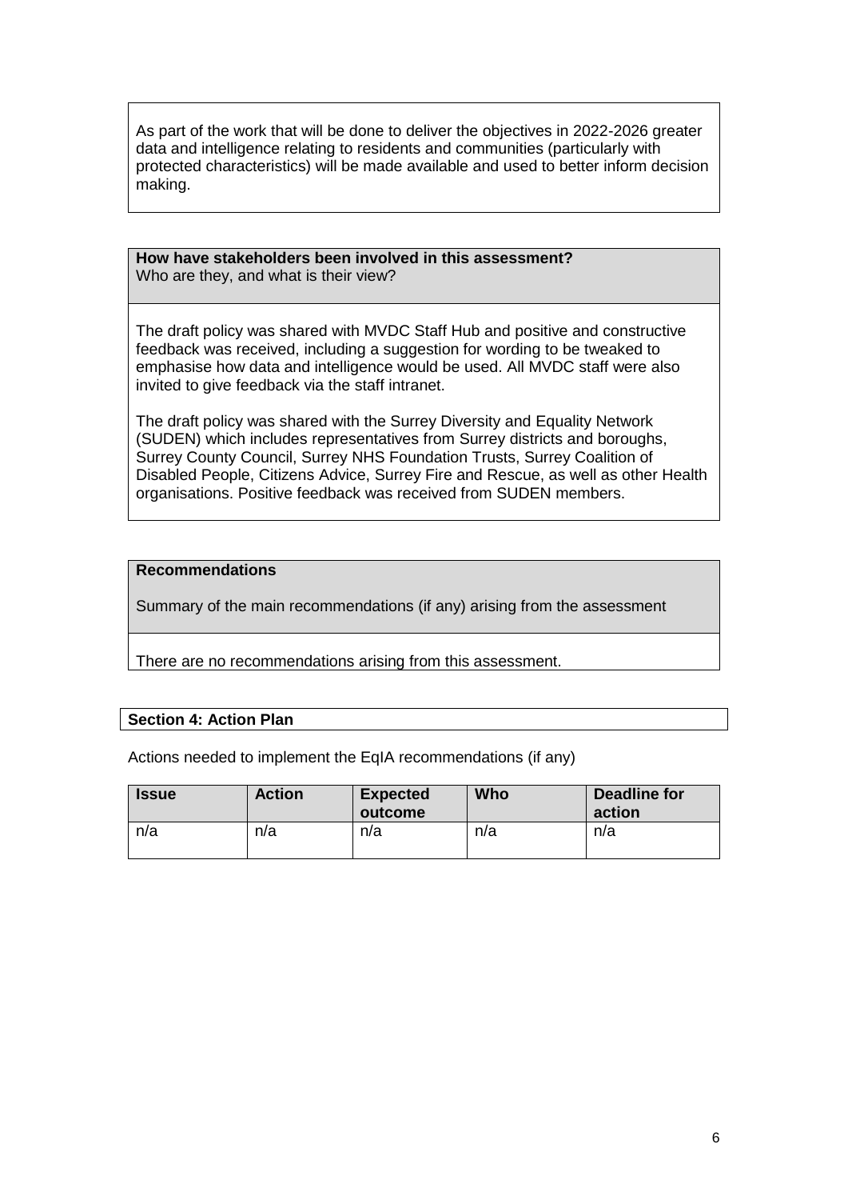As part of the work that will be done to deliver the objectives in 2022-2026 greater data and intelligence relating to residents and communities (particularly with protected characteristics) will be made available and used to better inform decision making.

**How have stakeholders been involved in this assessment?**
Who are they, and what is their view?

The draft policy was shared with MVDC Staff Hub and positive and constructive feedback was received, including a suggestion for wording to be tweaked to emphasise how data and intelligence would be used. All MVDC staff were also invited to give feedback via the staff intranet.

The draft policy was shared with the Surrey Diversity and Equality Network (SUDEN) which includes representatives from Surrey districts and boroughs, Surrey County Council, Surrey NHS Foundation Trusts, Surrey Coalition of Disabled People, Citizens Advice, Surrey Fire and Rescue, as well as other Health organisations. Positive feedback was received from SUDEN members.

**Recommendations**

Summary of the main recommendations (if any) arising from the assessment

There are no recommendations arising from this assessment.

**Section 4: Action Plan**

Actions needed to implement the EqIA recommendations (if any)

| Issue | Action | Expected outcome | Who | Deadline for action |
|---|---|---|---|---|
| n/a | n/a | n/a | n/a | n/a |